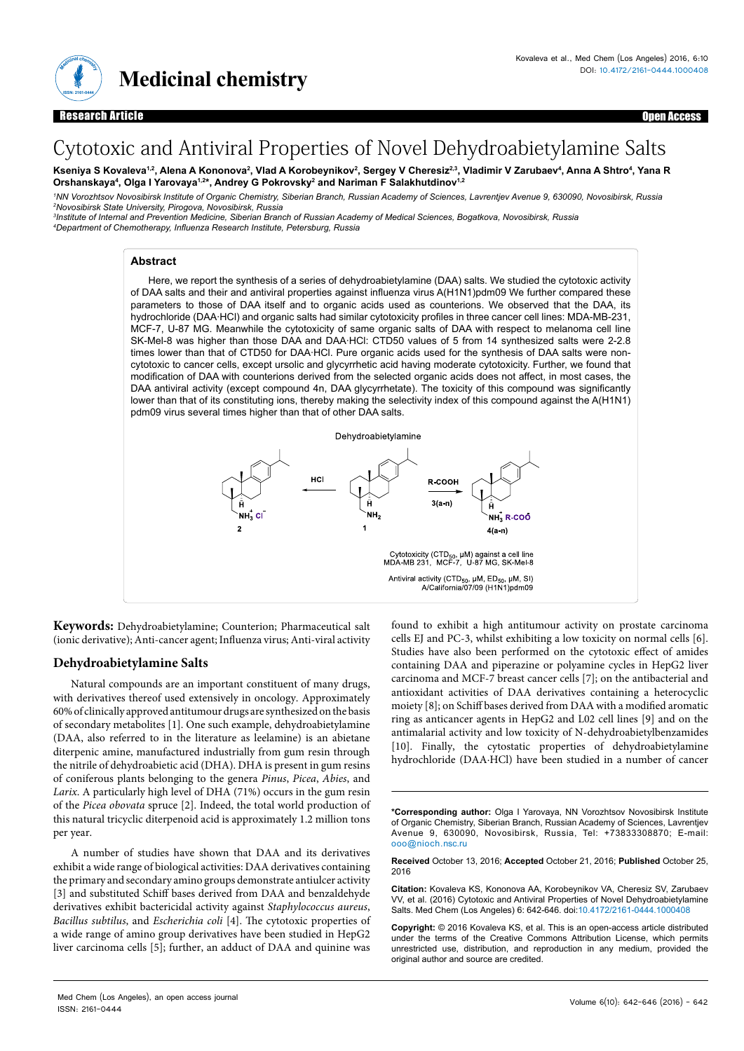Research Article — Open Access

# Cytotoxic and Antiviral Properties of Novel Dehydroabietylamine Salts

**Kseniya S Kovaleva[1,2], Alena A Kononova[2], Vlad A Korobeynikov[2], Sergey V Cheresiz[2,3], Vladimir V Zarubaev[4], Anna A Shtro[4], Yana R Orshanskaya[4], Olga I Yarovaya[1,2]\*, Andrey G Pokrovsky[2] and Nariman F Salakhutdinov[1,2]**

[1]NN Vorozhtsov Novosibirsk Institute of Organic Chemistry, Siberian Branch, Russian Academy of Sciences, Lavrentjev Avenue 9, 630090, Novosibirsk, Russia
[2]Novosibirsk State University, Pirogova, Novosibirsk, Russia
[3]Institute of Internal and Prevention Medicine, Siberian Branch of Russian Academy of Medical Sciences, Bogatkova, Novosibirsk, Russia
[4]Department of Chemotherapy, Influenza Research Institute, Petersburg, Russia

## Abstract

Here, we report the synthesis of a series of dehydroabietylamine (DAA) salts. We studied the cytotoxic activity of DAA salts and their antiviral properties against influenza virus A(H1N1)pdm09 We further compared these parameters to those of DAA itself and to organic acids used as counterions. We observed that the DAA, its hydrochloride (DAA·HCl) and organic salts had similar cytotoxicity profiles in three cancer cell lines: MDA-MB-231, MCF-7, U-87 MG. Meanwhile the cytotoxicity of same organic salts of DAA with respect to melanoma cell line SK-Mel-8 was higher than those DAA and DAA·HCl: CTD50 values of 5 from 14 synthesized salts were 2-2.8 times lower than that of CTD50 for DAA·HCl. Pure organic acids used for the synthesis of DAA salts were non-cytotoxic to cancer cells, except ursolic and glycyrrhetic acid having moderate cytotoxicity. Further, we found that modification of DAA with counterions derived from the selected organic acids does not affect, in most cases, the DAA antiviral activity (except compound 4n, DAA glycyrrhetate). The toxicity of this compound was significantly lower than that of its constituting ions, thereby making the selectivity index of this compound against the A(H1N1) pdm09 virus several times higher than that of other DAA salts.

Dehydroabietylamine

2 ← HCl — 1 — R-COOH 3(a-n) → 4(a-n)

Cytotoxicity ($CTD_{50}$, μM) against a cell line
MDA-MB 231, MCF-7, U-87 MG, SK-Mel-8

Antiviral activity ($CTD_{50}$, μM, $ED_{50}$, μM, SI)
A/California/07/09 (H1N1)pdm09

**Keywords:** Dehydroabietylamine; Counterion; Pharmaceutical salt (ionic derivative); Anti-cancer agent; Influenza virus; Anti-viral activity

## Dehydroabietylamine Salts

Natural compounds are an important constituent of many drugs, with derivatives thereof used extensively in oncology. Approximately 60% of clinically approved antitumour drugs are synthesized on the basis of secondary metabolites [1]. One such example, dehydroabietylamine (DAA, also referred to in the literature as leelamine) is an abietane diterpenic amine, manufactured industrially from gum resin through the nitrile of dehydroabietic acid (DHA). DHA is present in gum resins of coniferous plants belonging to the genera *Pinus*, *Picea*, *Abies*, and *Larix*. A particularly high level of DHA (71%) occurs in the gum resin of the *Picea obovata* spruce [2]. Indeed, the total world production of this natural tricyclic diterpenoid acid is approximately 1.2 million tons per year.

A number of studies have shown that DAA and its derivatives exhibit a wide range of biological activities: DAA derivatives containing the primary and secondary amino groups demonstrate antiulcer activity [3] and substituted Schiff bases derived from DAA and benzaldehyde derivatives exhibit bactericidal activity against *Staphylococcus aureus*, *Bacillus subtilus*, and *Escherichia coli* [4]. The cytotoxic properties of a wide range of amino group derivatives have been studied in HepG2 liver carcinoma cells [5]; further, an adduct of DAA and quinine was found to exhibit a high antitumour activity on prostate carcinoma cells EJ and PC-3, whilst exhibiting a low toxicity on normal cells [6]. Studies have also been performed on the cytotoxic effect of amides containing DAA and piperazine or polyamine cycles in HepG2 liver carcinoma and MCF-7 breast cancer cells [7]; on the antibacterial and antioxidant activities of DAA derivatives containing a heterocyclic moiety [8]; on Schiff bases derived from DAA with a modified aromatic ring as anticancer agents in HepG2 and L02 cell lines [9] and on the antimalarial activity and low toxicity of N-dehydroabietylbenzamides [10]. Finally, the cytostatic properties of dehydroabietylamine hydrochloride (DAA·HCl) have been studied in a number of cancer

**\*Corresponding author:** Olga I Yarovaya, NN Vorozhtsov Novosibirsk Institute of Organic Chemistry, Siberian Branch, Russian Academy of Sciences, Lavrentjev Avenue 9, 630090, Novosibirsk, Russia, Tel: +73833308870; E-mail: ooo@nioch.nsc.ru

**Received** October 13, 2016; **Accepted** October 21, 2016; **Published** October 25, 2016

**Citation:** Kovaleva KS, Kononova AA, Korobeynikov VA, Cheresiz SV, Zarubaev VV, et al. (2016) Cytotoxic and Antiviral Properties of Novel Dehydroabietylamine Salts. Med Chem (Los Angeles) 6: 642-646. doi:10.4172/2161-0444.1000408

**Copyright:** © 2016 Kovaleva KS, et al. This is an open-access article distributed under the terms of the Creative Commons Attribution License, which permits unrestricted use, distribution, and reproduction in any medium, provided the original author and source are credited.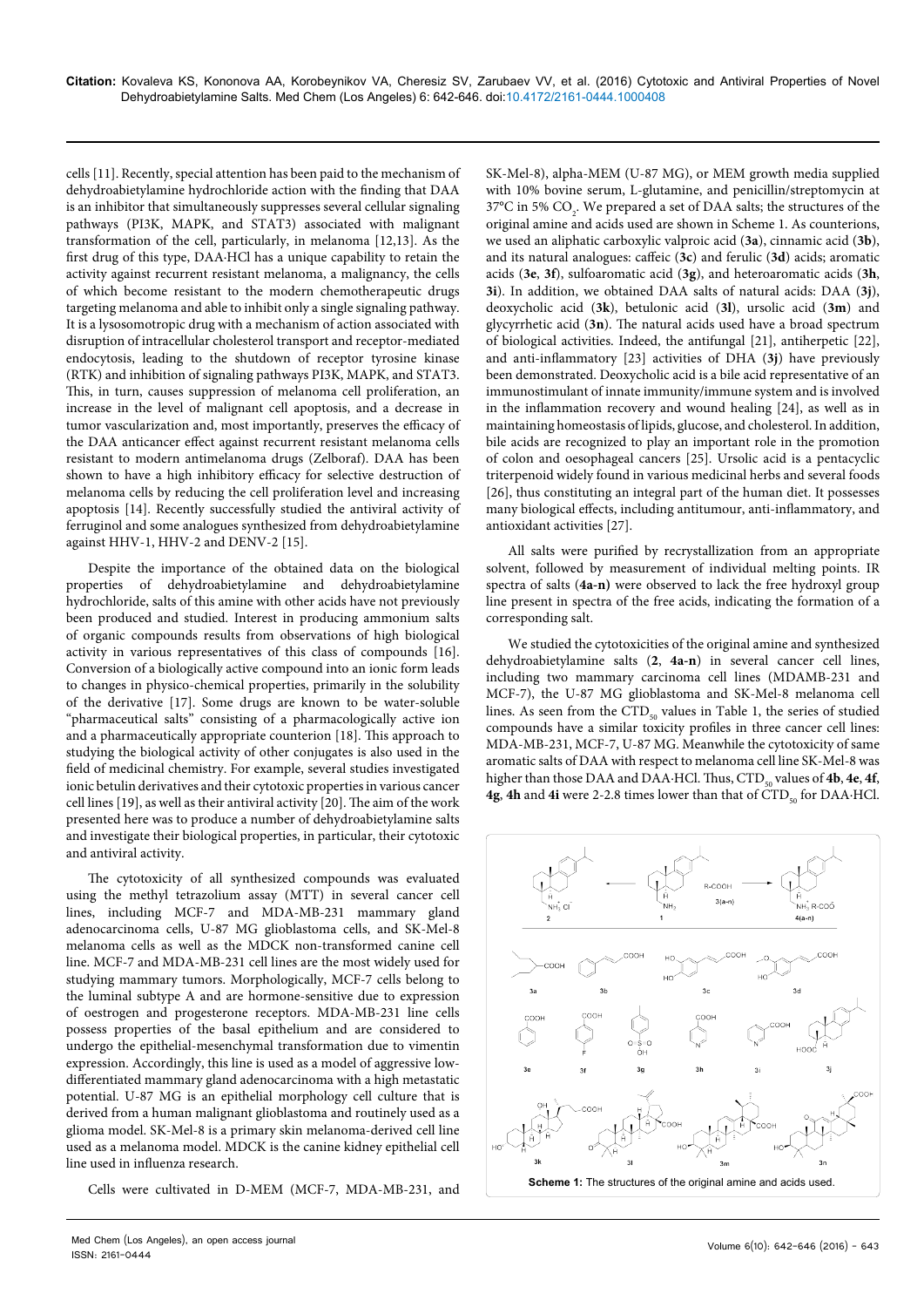cells [11]. Recently, special attention has been paid to the mechanism of dehydroabietylamine hydrochloride action with the finding that DAA is an inhibitor that simultaneously suppresses several cellular signaling pathways (PI3K, MAPK, and STAT3) associated with malignant transformation of the cell, particularly, in melanoma [12,13]. As the first drug of this type, DAA·HCl has a unique capability to retain the activity against recurrent resistant melanoma, a malignancy, the cells of which become resistant to the modern chemotherapeutic drugs targeting melanoma and able to inhibit only a single signaling pathway. It is a lysosomotropic drug with a mechanism of action associated with disruption of intracellular cholesterol transport and receptor-mediated endocytosis, leading to the shutdown of receptor tyrosine kinase (RTK) and inhibition of signaling pathways PI3K, MAPK, and STAT3. This, in turn, causes suppression of melanoma cell proliferation, an increase in the level of malignant cell apoptosis, and a decrease in tumor vascularization and, most importantly, preserves the efficacy of the DAA anticancer effect against recurrent resistant melanoma cells resistant to modern antimelanoma drugs (Zelboraf). DAA has been shown to have a high inhibitory efficacy for selective destruction of melanoma cells by reducing the cell proliferation level and increasing apoptosis [14]. Recently successfully studied the antiviral activity of ferruginol and some analogues synthesized from dehydroabietylamine against HHV-1, HHV-2 and DENV-2 [15].

Despite the importance of the obtained data on the biological properties of dehydroabietylamine and dehydroabietylamine hydrochloride, salts of this amine with other acids have not previously been produced and studied. Interest in producing ammonium salts of organic compounds results from observations of high biological activity in various representatives of this class of compounds [16]. Conversion of a biologically active compound into an ionic form leads to changes in physico-chemical properties, primarily in the solubility of the derivative [17]. Some drugs are known to be water-soluble "pharmaceutical salts" consisting of a pharmacologically active ion and a pharmaceutically appropriate counterion [18]. This approach to studying the biological activity of other conjugates is also used in the field of medicinal chemistry. For example, several studies investigated ionic betulin derivatives and their cytotoxic properties in various cancer cell lines [19], as well as their antiviral activity [20]. The aim of the work presented here was to produce a number of dehydroabietylamine salts and investigate their biological properties, in particular, their cytotoxic and antiviral activity.

The cytotoxicity of all synthesized compounds was evaluated using the methyl tetrazolium assay (MTT) in several cancer cell lines, including MCF-7 and MDA-MB-231 mammary gland adenocarcinoma cells, U-87 MG glioblastoma cells, and SK-Mel-8 melanoma cells as well as the MDCK non-transformed canine cell line. MCF-7 and MDA-MB-231 cell lines are the most widely used for studying mammary tumors. Morphologically, MCF-7 cells belong to the luminal subtype A and are hormone-sensitive due to expression of oestrogen and progesterone receptors. MDA-MB-231 line cells possess properties of the basal epithelium and are considered to undergo the epithelial-mesenchymal transformation due to vimentin expression. Accordingly, this line is used as a model of aggressive low-differentiated mammary gland adenocarcinoma with a high metastatic potential. U-87 MG is an epithelial morphology cell culture that is derived from a human malignant glioblastoma and routinely used as a glioma model. SK-Mel-8 is a primary skin melanoma-derived cell line used as a melanoma model. MDCK is the canine kidney epithelial cell line used in influenza research.

Cells were cultivated in D-MEM (MCF-7, MDA-MB-231, and SK-Mel-8), alpha-MEM (U-87 MG), or MEM growth media supplied with 10% bovine serum, L-glutamine, and penicillin/streptomycin at 37°C in 5% $CO_2$. We prepared a set of DAA salts; the structures of the original amine and acids used are shown in Scheme 1. As counterions, we used an aliphatic carboxylic valproic acid (**3a**), cinnamic acid (**3b**), and its natural analogues: caffeic (**3c**) and ferulic (**3d**) acids; aromatic acids (**3e**, **3f**), sulfoaromatic acid (**3g**), and heteroaromatic acids (**3h**, **3i**). In addition, we obtained DAA salts of natural acids: DAA (**3j**), deoxycholic acid (**3k**), betulonic acid (**3l**), ursolic acid (**3m**) and glycyrrhetic acid (**3n**). The natural acids used have a broad spectrum of biological activities. Indeed, the antifungal [21], antiherpetic [22], and anti-inflammatory [23] activities of DHA (**3j**) have previously been demonstrated. Deoxycholic acid is a bile acid representative of an immunostimulant of innate immunity/immune system and is involved in the inflammation recovery and wound healing [24], as well as in maintaining homeostasis of lipids, glucose, and cholesterol. In addition, bile acids are recognized to play an important role in the promotion of colon and oesophageal cancers [25]. Ursolic acid is a pentacyclic triterpenoid widely found in various medicinal herbs and several foods [26], thus constituting an integral part of the human diet. It possesses many biological effects, including antitumour, anti-inflammatory, and antioxidant activities [27].

All salts were purified by recrystallization from an appropriate solvent, followed by measurement of individual melting points. IR spectra of salts (**4a-n**) were observed to lack the free hydroxyl group line present in spectra of the free acids, indicating the formation of a corresponding salt.

We studied the cytotoxicities of the original amine and synthesized dehydroabietylamine salts (**2**, **4a-n**) in several cancer cell lines, including two mammary carcinoma cell lines (MDAMB-231 and MCF-7), the U-87 MG glioblastoma and SK-Mel-8 melanoma cell lines. As seen from the $CTD_{50}$ values in Table 1, the series of studied compounds have a similar toxicity profiles in three cancer cell lines: MDA-MB-231, MCF-7, U-87 MG. Meanwhile the cytotoxicity of same aromatic salts of DAA with respect to melanoma cell line SK-Mel-8 was higher than those DAA and DAA·HCl. Thus, $CTD_{50}$ values of **4b**, **4e**, **4f**, **4g**, **4h** and **4i** were 2-2.8 times lower than that of $CTD_{50}$ for DAA·HCl.

**Scheme 1:** The structures of the original amine and acids used.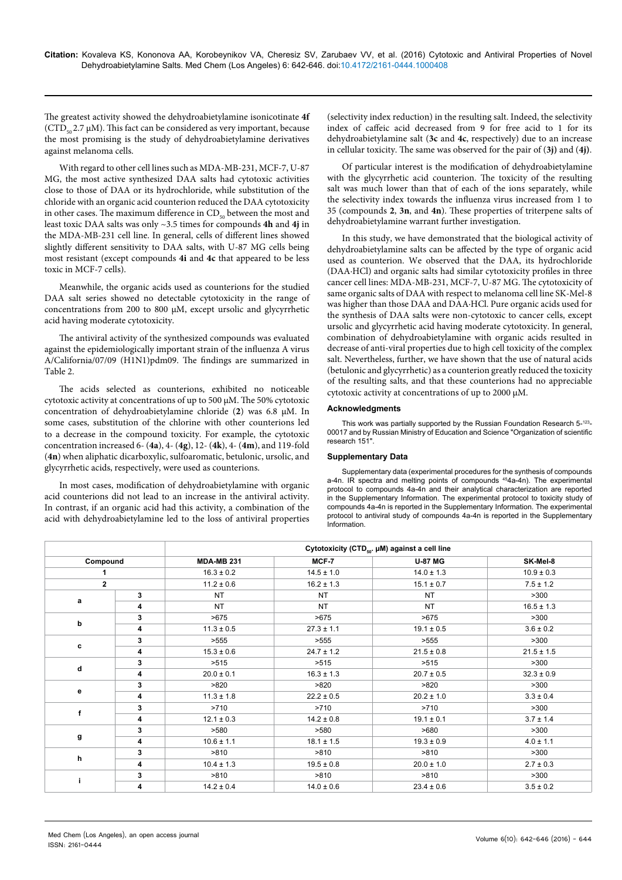The greatest activity showed the dehydroabietylamine isonicotinate **4f** ($CTD_{50}$ 2.7 μM). This fact can be considered as very important, because the most promising is the study of dehydroabietylamine derivatives against melanoma cells.

With regard to other cell lines such as MDA-MB-231, MCF-7, U-87 MG, the most active synthesized DAA salts had cytotoxic activities close to those of DAA or its hydrochloride, while substitution of the chloride with an organic acid counterion reduced the DAA cytotoxicity in other cases. The maximum difference in $CD_{50}$ between the most and least toxic DAA salts was only ~3.5 times for compounds **4h** and **4j** in the MDA-MB-231 cell line. In general, cells of different lines showed slightly different sensitivity to DAA salts, with U-87 MG cells being most resistant (except compounds **4i** and **4c** that appeared to be less toxic in MCF-7 cells).

Meanwhile, the organic acids used as counterions for the studied DAA salt series showed no detectable cytotoxicity in the range of concentrations from 200 to 800 μM, except ursolic and glycyrrhetic acid having moderate cytotoxicity.

The antiviral activity of the synthesized compounds was evaluated against the epidemiologically important strain of the influenza A virus A/California/07/09 (H1N1)pdm09. The findings are summarized in Table 2.

The acids selected as counterions, exhibited no noticeable cytotoxic activity at concentrations of up to 500 μM. The 50% cytotoxic concentration of dehydroabietylamine chloride (**2**) was 6.8 μM. In some cases, substitution of the chlorine with other counterions led to a decrease in the compound toxicity. For example, the cytotoxic concentration increased 6- (**4a**), 4- (**4g**), 12- (**4k**), 4- (**4m**), and 119-fold (**4n**) when aliphatic dicarboxylic, sulfoaromatic, betulonic, ursolic, and glycyrrhetic acids, respectively, were used as counterions.

In most cases, modification of dehydroabietylamine with organic acid counterions did not lead to an increase in the antiviral activity. In contrast, if an organic acid had this activity, a combination of the acid with dehydroabietylamine led to the loss of antiviral properties (selectivity index reduction) in the resulting salt. Indeed, the selectivity index of caffeic acid decreased from 9 for free acid to 1 for its dehydroabietylamine salt (**3c** and **4c**, respectively) due to an increase in cellular toxicity. The same was observed for the pair of (**3j**) and (**4j**).

Of particular interest is the modification of dehydroabietylamine with the glycyrrhetic acid counterion. The toxicity of the resulting salt was much lower than that of each of the ions separately, while the selectivity index towards the influenza virus increased from 1 to 35 (compounds **2**, **3n**, and **4n**). These properties of triterpene salts of dehydroabietylamine warrant further investigation.

In this study, we have demonstrated that the biological activity of dehydroabietylamine salts can be affected by the type of organic acid used as counterion. We observed that the DAA, its hydrochloride (DAA·HCl) and organic salts had similar cytotoxicity profiles in three cancer cell lines: MDA-MB-231, MCF-7, U-87 MG. The cytotoxicity of same organic salts of DAA with respect to melanoma cell line SK-Mel-8 was higher than those DAA and DAA·HCl. Pure organic acids used for the synthesis of DAA salts were non-cytotoxic to cancer cells, except ursolic and glycyrrhetic acid having moderate cytotoxicity. In general, combination of dehydroabietylamine with organic acids resulted in decrease of anti-viral properties due to high cell toxicity of the complex salt. Nevertheless, further, we have shown that the use of natural acids (betulonic and glycyrrhetic) as a counterion greatly reduced the toxicity of the resulting salts, and that these counterions had no appreciable cytotoxic activity at concentrations of up to 2000 μM.

## Acknowledgments

This work was partially supported by the Russian Foundation Research 5-[123]-00017 and by Russian Ministry of Education and Science "Organization of scientific research 151".

## Supplementary Data

Supplementary data (experimental procedures for the synthesis of compounds a-4n. IR spectra and melting points of compounds [45]4a-4n). The experimental protocol to compounds 4a-4n and their analytical characterization are reported in the Supplementary Information. The experimental protocol to toxicity study of compounds 4a-4n is reported in the Supplementary Information. The experimental protocol to antiviral study of compounds 4a-4n is reported in the Supplementary Information.

| Compound | | Cytotoxicity ($CTD_{50}$, μM) against a cell line | | | |
|---|---|---|---|---|---|
| | | MDA-MB 231 | MCF-7 | U-87 MG | SK-Mel-8 |
| 1 | | 16.3 ± 0.2 | 14.5 ± 1.0 | 14.0 ± 1.3 | 10.9 ± 0.3 |
| 2 | | 11.2 ± 0.6 | 16.2 ± 1.3 | 15.1 ± 0.7 | 7.5 ± 1.2 |
| a | 3 | NT | NT | NT | >300 |
| | 4 | NT | NT | NT | 16.5 ± 1.3 |
| b | 3 | >675 | >675 | >675 | >300 |
| | 4 | 11.3 ± 0.5 | 27.3 ± 1.1 | 19.1 ± 0.5 | 3.6 ± 0.2 |
| c | 3 | >555 | >555 | >555 | >300 |
| | 4 | 15.3 ± 0.6 | 24.7 ± 1.2 | 21.5 ± 0.8 | 21.5 ± 1.5 |
| d | 3 | >515 | >515 | >515 | >300 |
| | 4 | 20.0 ± 0.1 | 16.3 ± 1.3 | 20.7 ± 0.5 | 32.3 ± 0.9 |
| e | 3 | >820 | >820 | >820 | >300 |
| | 4 | 11.3 ± 1.8 | 22.2 ± 0.5 | 20.2 ± 1.0 | 3.3 ± 0.4 |
| f | 3 | >710 | >710 | >710 | >300 |
| | 4 | 12.1 ± 0.3 | 14.2 ± 0.8 | 19.1 ± 0.1 | 3.7 ± 1.4 |
| g | 3 | >580 | >580 | >680 | >300 |
| | 4 | 10.6 ± 1.1 | 18.1 ± 1.5 | 19.3 ± 0.9 | 4.0 ± 1.1 |
| h | 3 | >810 | >810 | >810 | >300 |
| | 4 | 10.4 ± 1.3 | 19.5 ± 0.8 | 20.0 ± 1.0 | 2.7 ± 0.3 |
| i | 3 | >810 | >810 | >810 | >300 |
| | 4 | 14.2 ± 0.4 | 14.0 ± 0.6 | 23.4 ± 0.6 | 3.5 ± 0.2 |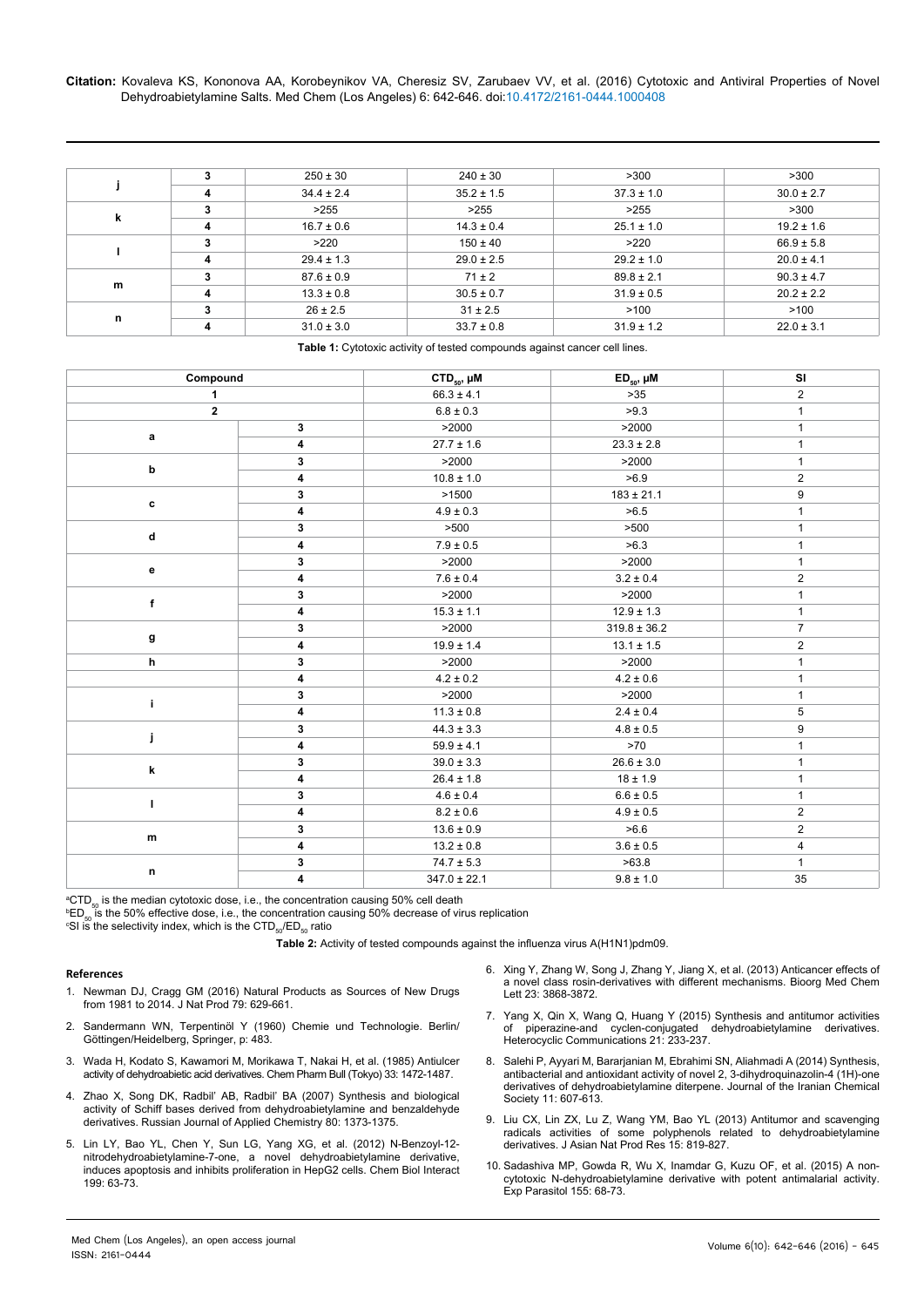| | | | | | |
|---|---|---|---|---|---|
| j | 3 | 250 ± 30 | 240 ± 30 | >300 | >300 |
| | 4 | 34.4 ± 2.4 | 35.2 ± 1.5 | 37.3 ± 1.0 | 30.0 ± 2.7 |
| k | 3 | >255 | >255 | >255 | >300 |
| | 4 | 16.7 ± 0.6 | 14.3 ± 0.4 | 25.1 ± 1.0 | 19.2 ± 1.6 |
| l | 3 | >220 | 150 ± 40 | >220 | 66.9 ± 5.8 |
| | 4 | 29.4 ± 1.3 | 29.0 ± 2.5 | 29.2 ± 1.0 | 20.0 ± 4.1 |
| m | 3 | 87.6 ± 0.9 | 71 ± 2 | 89.8 ± 2.1 | 90.3 ± 4.7 |
| | 4 | 13.3 ± 0.8 | 30.5 ± 0.7 | 31.9 ± 0.5 | 20.2 ± 2.2 |
| n | 3 | 26 ± 2.5 | 31 ± 2.5 | >100 | >100 |
| | 4 | 31.0 ± 3.0 | 33.7 ± 0.8 | 31.9 ± 1.2 | 22.0 ± 3.1 |

**Table 1:** Cytotoxic activity of tested compounds against cancer cell lines.

| Compound | | $CTD_{50}$, μM | $ED_{50}$, μM | SI |
|---|---|---|---|---|
| 1 | | 66.3 ± 4.1 | >35 | 2 |
| 2 | | 6.8 ± 0.3 | >9.3 | 1 |
| a | 3 | >2000 | >2000 | 1 |
| | 4 | 27.7 ± 1.6 | 23.3 ± 2.8 | 1 |
| b | 3 | >2000 | >2000 | 1 |
| | 4 | 10.8 ± 1.0 | >6.9 | 2 |
| c | 3 | >1500 | 183 ± 21.1 | 9 |
| | 4 | 4.9 ± 0.3 | >6.5 | 1 |
| d | 3 | >500 | >500 | 1 |
| | 4 | 7.9 ± 0.5 | >6.3 | 1 |
| e | 3 | >2000 | >2000 | 1 |
| | 4 | 7.6 ± 0.4 | 3.2 ± 0.4 | 2 |
| f | 3 | >2000 | >2000 | 1 |
| | 4 | 15.3 ± 1.1 | 12.9 ± 1.3 | 1 |
| g | 3 | >2000 | 319.8 ± 36.2 | 7 |
| | 4 | 19.9 ± 1.4 | 13.1 ± 1.5 | 2 |
| h | 3 | >2000 | >2000 | 1 |
| | 4 | 4.2 ± 0.2 | 4.2 ± 0.6 | 1 |
| i | 3 | >2000 | >2000 | 1 |
| | 4 | 11.3 ± 0.8 | 2.4 ± 0.4 | 5 |
| j | 3 | 44.3 ± 3.3 | 4.8 ± 0.5 | 9 |
| | 4 | 59.9 ± 4.1 | >70 | 1 |
| k | 3 | 39.0 ± 3.3 | 26.6 ± 3.0 | 1 |
| | 4 | 26.4 ± 1.8 | 18 ± 1.9 | 1 |
| l | 3 | 4.6 ± 0.4 | 6.6 ± 0.5 | 1 |
| | 4 | 8.2 ± 0.6 | 4.9 ± 0.5 | 2 |
| m | 3 | 13.6 ± 0.9 | >6.6 | 2 |
| | 4 | 13.2 ± 0.8 | 3.6 ± 0.5 | 4 |
| n | 3 | 74.7 ± 5.3 | >63.8 | 1 |
| | 4 | 347.0 ± 22.1 | 9.8 ± 1.0 | 35 |

[a]$CTD_{50}$ is the median cytotoxic dose, i.e., the concentration causing 50% cell death

[b]$ED_{50}$ is the 50% effective dose, i.e., the concentration causing 50% decrease of virus replication

[c]SI is the selectivity index, which is the $CTD_{50}/ED_{50}$ ratio

**Table 2:** Activity of tested compounds against the influenza virus A(H1N1)pdm09.

## References

1. Newman DJ, Cragg GM (2016) Natural Products as Sources of New Drugs from 1981 to 2014. J Nat Prod 79: 629-661.
2. Sandermann WN, Terpentinöl Y (1960) Chemie und Technologie. Berlin/Göttingen/Heidelberg, Springer, p: 483.
3. Wada H, Kodato S, Kawamori M, Morikawa T, Nakai H, et al. (1985) Antiulcer activity of dehydroabietic acid derivatives. Chem Pharm Bull (Tokyo) 33: 1472-1487.
4. Zhao X, Song DK, Radbil' AB, Radbil' BA (2007) Synthesis and biological activity of Schiff bases derived from dehydroabietylamine and benzaldehyde derivatives. Russian Journal of Applied Chemistry 80: 1373-1375.
5. Lin LY, Bao YL, Chen Y, Sun LG, Yang XG, et al. (2012) N-Benzoyl-12-nitrodehydroabietylamine-7-one, a novel dehydroabietylamine derivative, induces apoptosis and inhibits proliferation in HepG2 cells. Chem Biol Interact 199: 63-73.
6. Xing Y, Zhang W, Song J, Zhang Y, Jiang X, et al. (2013) Anticancer effects of a novel class rosin-derivatives with different mechanisms. Bioorg Med Chem Lett 23: 3868-3872.
7. Yang X, Qin X, Wang Q, Huang Y (2015) Synthesis and antitumor activities of piperazine-and cyclen-conjugated dehydroabietylamine derivatives. Heterocyclic Communications 21: 233-237.
8. Salehi P, Ayyari M, Bararjanian M, Ebrahimi SN, Aliahmadi A (2014) Synthesis, antibacterial and antioxidant activity of novel 2, 3-dihydroquinazolin-4 (1H)-one derivatives of dehydroabietylamine diterpene. Journal of the Iranian Chemical Society 11: 607-613.
9. Liu CX, Lin ZX, Lu Z, Wang YM, Bao YL (2013) Antitumor and scavenging radicals activities of some polyphenols related to dehydroabietylamine derivatives. J Asian Nat Prod Res 15: 819-827.
10. Sadashiva MP, Gowda R, Wu X, Inamdar G, Kuzu OF, et al. (2015) A non-cytotoxic N-dehydroabietylamine derivative with potent antimalarial activity. Exp Parasitol 155: 68-73.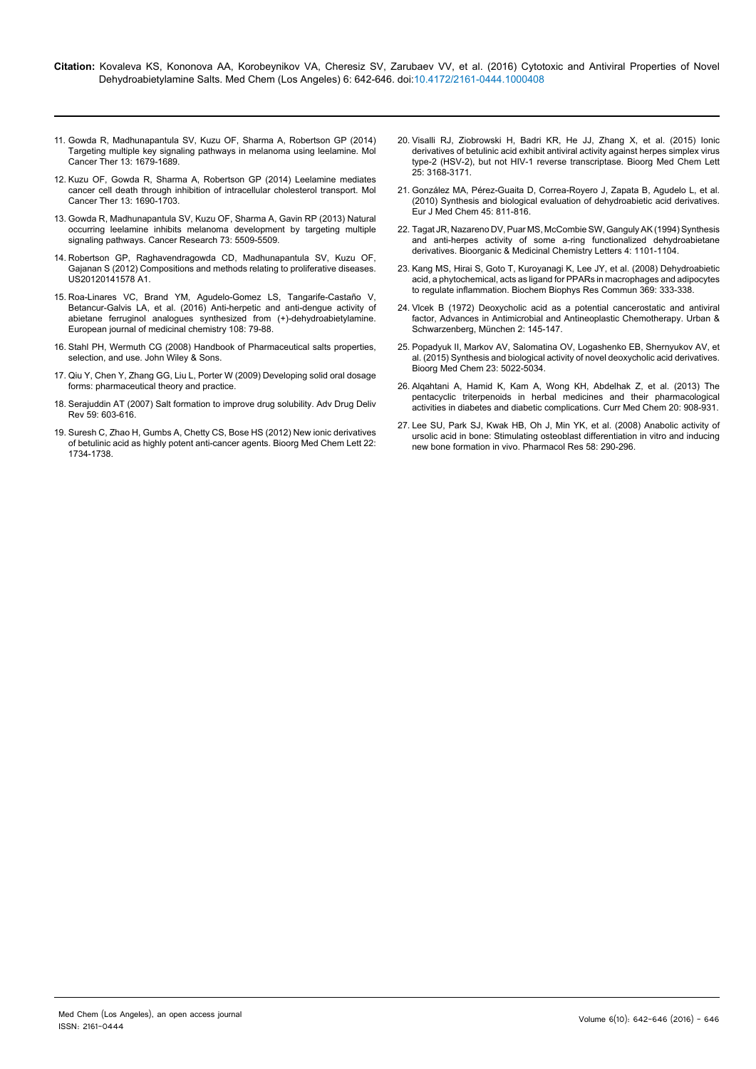11. Gowda R, Madhunapantula SV, Kuzu OF, Sharma A, Robertson GP (2014) Targeting multiple key signaling pathways in melanoma using leelamine. Mol Cancer Ther 13: 1679-1689.

12. Kuzu OF, Gowda R, Sharma A, Robertson GP (2014) Leelamine mediates cancer cell death through inhibition of intracellular cholesterol transport. Mol Cancer Ther 13: 1690-1703.

13. Gowda R, Madhunapantula SV, Kuzu OF, Sharma A, Gavin RP (2013) Natural occurring leelamine inhibits melanoma development by targeting multiple signaling pathways. Cancer Research 73: 5509-5509.

14. Robertson GP, Raghavendragowda CD, Madhunapantula SV, Kuzu OF, Gajanan S (2012) Compositions and methods relating to proliferative diseases. US20120141578 A1.

15. Roa-Linares VC, Brand YM, Agudelo-Gomez LS, Tangarife-Castaño V, Betancur-Galvis LA, et al. (2016) Anti-herpetic and anti-dengue activity of abietane ferruginol analogues synthesized from (+)-dehydroabietylamine. European journal of medicinal chemistry 108: 79-88.

16. Stahl PH, Wermuth CG (2008) Handbook of Pharmaceutical salts properties, selection, and use. John Wiley & Sons.

17. Qiu Y, Chen Y, Zhang GG, Liu L, Porter W (2009) Developing solid oral dosage forms: pharmaceutical theory and practice.

18. Serajuddin AT (2007) Salt formation to improve drug solubility. Adv Drug Deliv Rev 59: 603-616.

19. Suresh C, Zhao H, Gumbs A, Chetty CS, Bose HS (2012) New ionic derivatives of betulinic acid as highly potent anti-cancer agents. Bioorg Med Chem Lett 22: 1734-1738.

20. Visalli RJ, Ziobrowski H, Badri KR, He JJ, Zhang X, et al. (2015) Ionic derivatives of betulinic acid exhibit antiviral activity against herpes simplex virus type-2 (HSV-2), but not HIV-1 reverse transcriptase. Bioorg Med Chem Lett 25: 3168-3171.

21. González MA, Pérez-Guaita D, Correa-Royero J, Zapata B, Agudelo L, et al. (2010) Synthesis and biological evaluation of dehydroabietic acid derivatives. Eur J Med Chem 45: 811-816.

22. Tagat JR, Nazareno DV, Puar MS, McCombie SW, Ganguly AK (1994) Synthesis and anti-herpes activity of some a-ring functionalized dehydroabietane derivatives. Bioorganic & Medicinal Chemistry Letters 4: 1101-1104.

23. Kang MS, Hirai S, Goto T, Kuroyanagi K, Lee JY, et al. (2008) Dehydroabietic acid, a phytochemical, acts as ligand for PPARs in macrophages and adipocytes to regulate inflammation. Biochem Biophys Res Commun 369: 333-338.

24. Vlcek B (1972) Deoxycholic acid as a potential cancerostatic and antiviral factor, Advances in Antimicrobial and Antineoplastic Chemotherapy. Urban & Schwarzenberg, München 2: 145-147.

25. Popadyuk II, Markov AV, Salomatina OV, Logashenko EB, Shernyukov AV, et al. (2015) Synthesis and biological activity of novel deoxycholic acid derivatives. Bioorg Med Chem 23: 5022-5034.

26. Alqahtani A, Hamid K, Kam A, Wong KH, Abdelhak Z, et al. (2013) The pentacyclic triterpenoids in herbal medicines and their pharmacological activities in diabetes and diabetic complications. Curr Med Chem 20: 908-931.

27. Lee SU, Park SJ, Kwak HB, Oh J, Min YK, et al. (2008) Anabolic activity of ursolic acid in bone: Stimulating osteoblast differentiation in vitro and inducing new bone formation in vivo. Pharmacol Res 58: 290-296.